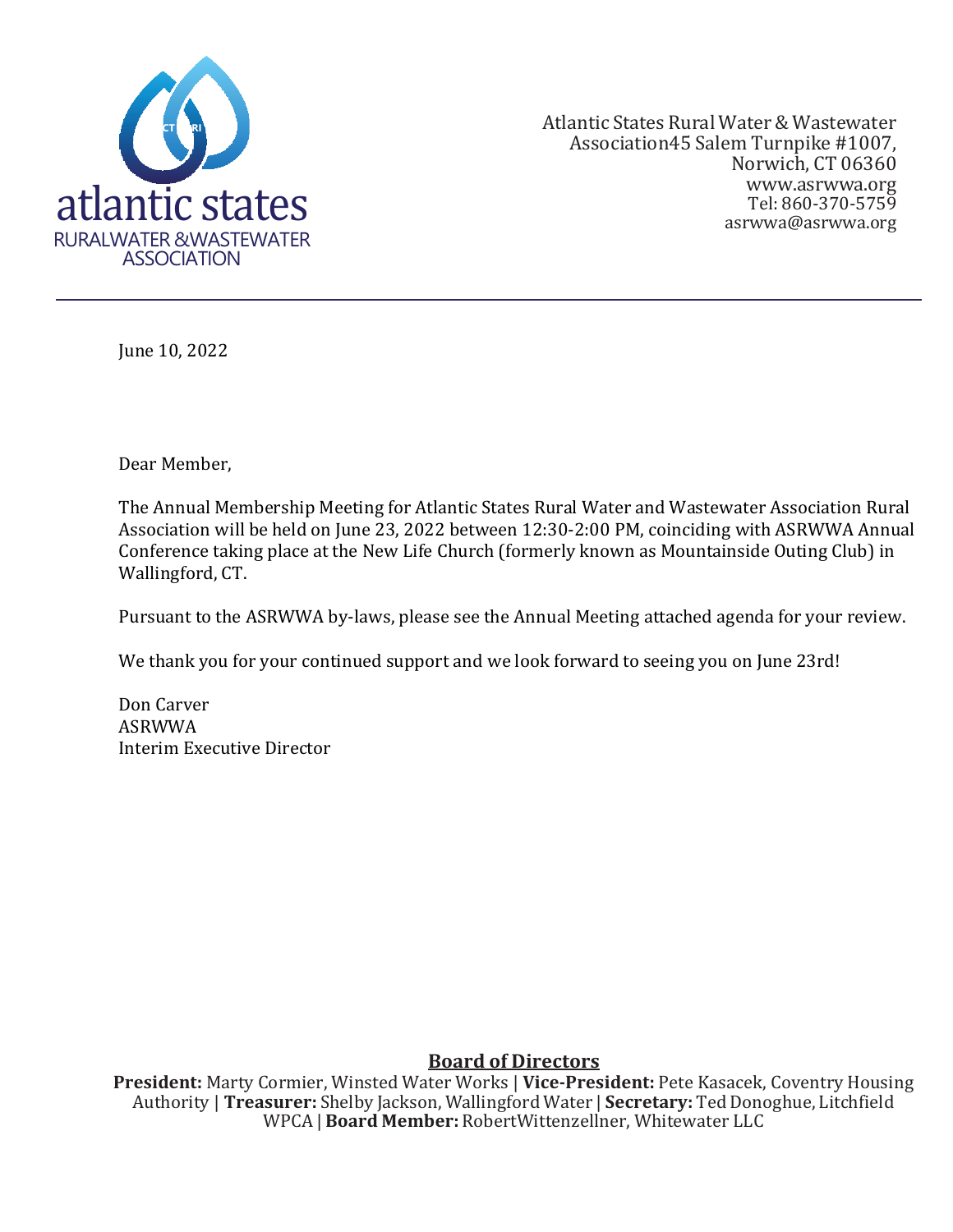atlantic states
RURALWATER &WASTEWATER
ASSOCIATION

Atlantic States Rural Water & Wastewater Association45 Salem Turnpike #1007,
Norwich, CT 06360
www.asrwwa.org
Tel: 860-370-5759
asrwwa@asrwwa.org

---

June 10, 2022

Dear Member,

The Annual Membership Meeting for Atlantic States Rural Water and Wastewater Association Rural Association will be held on June 23, 2022 between 12:30-2:00 PM, coinciding with ASRWWA Annual Conference taking place at the New Life Church (formerly known as Mountainside Outing Club) in Wallingford, CT.

Pursuant to the ASRWWA by-laws, please see the Annual Meeting attached agenda for your review.

We thank you for your continued support and we look forward to seeing you on June 23rd!

Don Carver
ASRWWA
Interim Executive Director

**Board of Directors**

**President:** Marty Cormier, Winsted Water Works | **Vice-President:** Pete Kasacek, Coventry Housing Authority | **Treasurer:** Shelby Jackson, Wallingford Water | **Secretary:** Ted Donoghue, Litchfield WPCA | **Board Member:** RobertWittenzellner, Whitewater LLC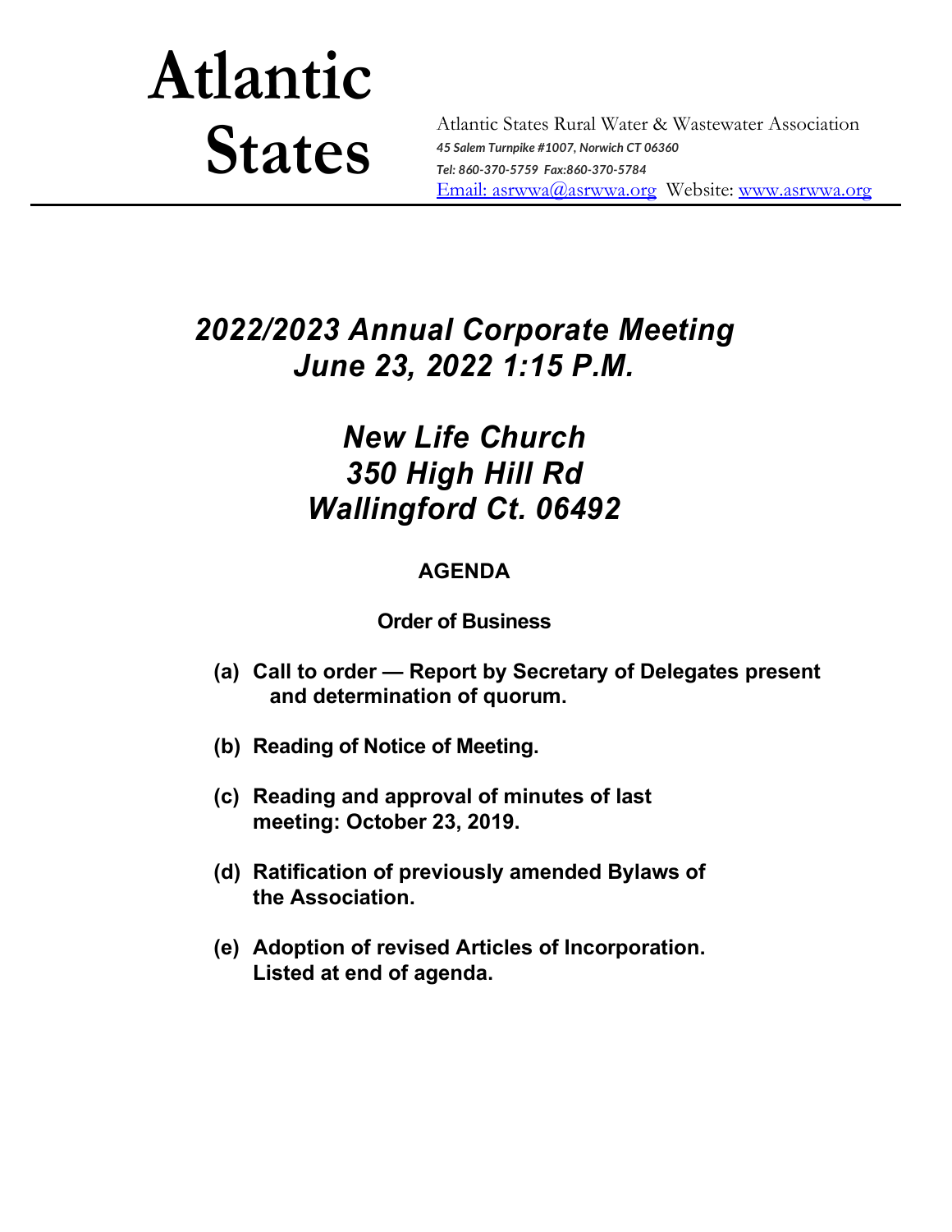# Atlantic States

Atlantic States Rural Water & Wastewater Association
*45 Salem Turnpike #1007, Norwich CT 06360*
*Tel: 860-370-5759 Fax:860-370-5784*
Email: asrwwa@asrwwa.org Website: www.asrwwa.org

## *2022/2023 Annual Corporate Meeting*
## *June 23, 2022 1:15 P.M.*

## *New Life Church*
## *350 High Hill Rd*
## *Wallingford Ct. 06492*

### AGENDA

**Order of Business**

**(a) Call to order — Report by Secretary of Delegates present and determination of quorum.**

**(b) Reading of Notice of Meeting.**

**(c) Reading and approval of minutes of last meeting: October 23, 2019.**

**(d) Ratification of previously amended Bylaws of the Association.**

**(e) Adoption of revised Articles of Incorporation. Listed at end of agenda.**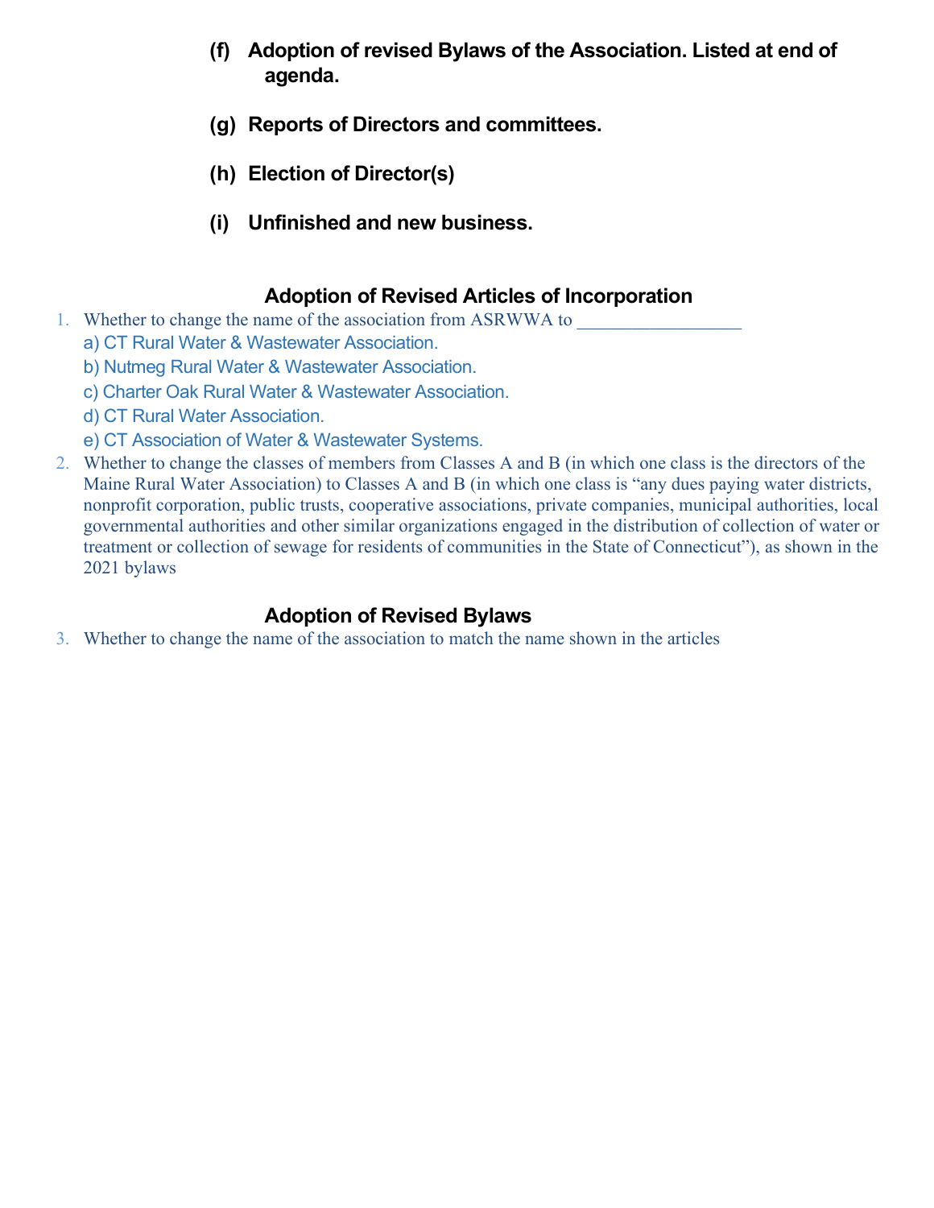**(f) Adoption of revised Bylaws of the Association. Listed at end of agenda.**

**(g) Reports of Directors and committees.**

**(h) Election of Director(s)**

**(i) Unfinished and new business.**

## Adoption of Revised Articles of Incorporation

1. Whether to change the name of the association from ASRWWA to _________________
   - a) CT Rural Water & Wastewater Association.
   - b) Nutmeg Rural Water & Wastewater Association.
   - c) Charter Oak Rural Water & Wastewater Association.
   - d) CT Rural Water Association.
   - e) CT Association of Water & Wastewater Systems.
2. Whether to change the classes of members from Classes A and B (in which one class is the directors of the Maine Rural Water Association) to Classes A and B (in which one class is "any dues paying water districts, nonprofit corporation, public trusts, cooperative associations, private companies, municipal authorities, local governmental authorities and other similar organizations engaged in the distribution of collection of water or treatment or collection of sewage for residents of communities in the State of Connecticut"), as shown in the 2021 bylaws

## Adoption of Revised Bylaws

3. Whether to change the name of the association to match the name shown in the articles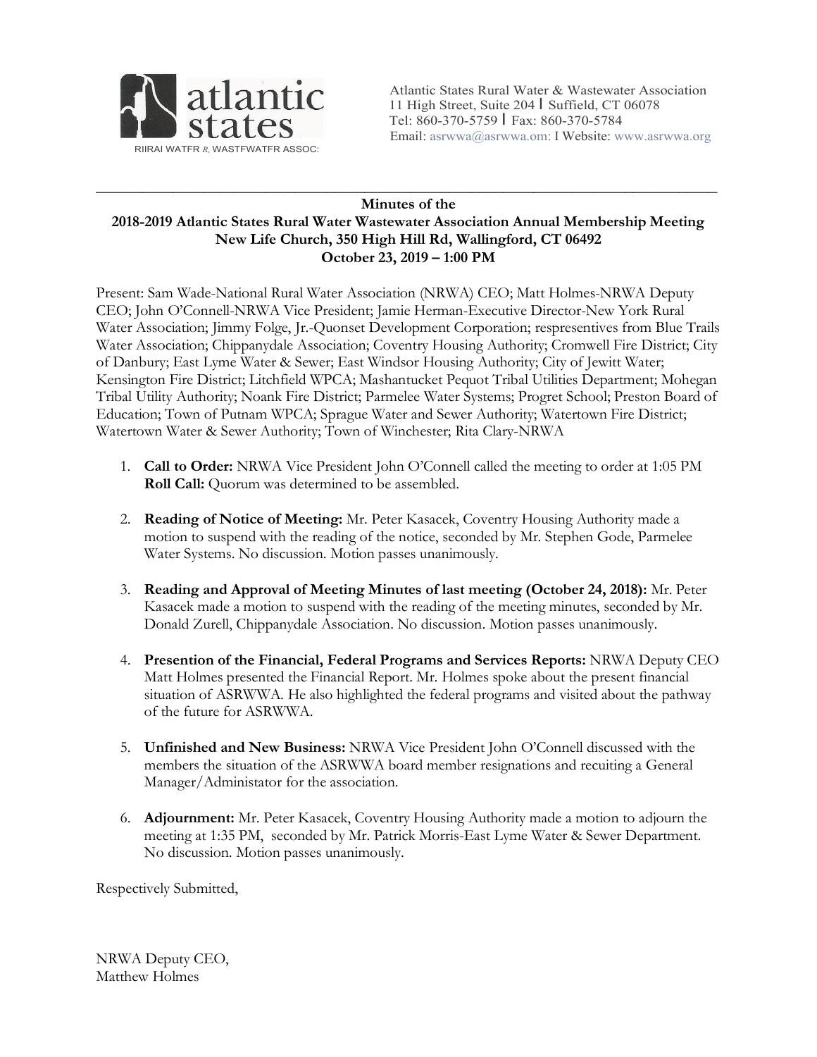atlantic states

RIIRAI WATFR R, WASTFWATFR ASSOC:

Atlantic States Rural Water & Wastewater Association
11 High Street, Suite 204 | Suffield, CT 06078
Tel: 860-370-5759 | Fax: 860-370-5784
Email: asrwwa@asrwwa.om: I Website: www.asrwwa.org

---

**Minutes of the**
**2018-2019 Atlantic States Rural Water Wastewater Association Annual Membership Meeting**
**New Life Church, 350 High Hill Rd, Wallingford, CT 06492**
**October 23, 2019 – 1:00 PM**

Present: Sam Wade-National Rural Water Association (NRWA) CEO; Matt Holmes-NRWA Deputy CEO; John O'Connell-NRWA Vice President; Jamie Herman-Executive Director-New York Rural Water Association; Jimmy Folge, Jr.-Quonset Development Corporation; respresentives from Blue Trails Water Association; Chippanydale Association; Coventry Housing Authority; Cromwell Fire District; City of Danbury; East Lyme Water & Sewer; East Windsor Housing Authority; City of Jewitt Water; Kensington Fire District; Litchfield WPCA; Mashantucket Pequot Tribal Utilities Department; Mohegan Tribal Utility Authority; Noank Fire District; Parmelee Water Systems; Progret School; Preston Board of Education; Town of Putnam WPCA; Sprague Water and Sewer Authority; Watertown Fire District; Watertown Water & Sewer Authority; Town of Winchester; Rita Clary-NRWA

1. **Call to Order:** NRWA Vice President John O'Connell called the meeting to order at 1:05 PM
   **Roll Call:** Quorum was determined to be assembled.

2. **Reading of Notice of Meeting:** Mr. Peter Kasacek, Coventry Housing Authority made a motion to suspend with the reading of the notice, seconded by Mr. Stephen Gode, Parmelee Water Systems. No discussion. Motion passes unanimously.

3. **Reading and Approval of Meeting Minutes of last meeting (October 24, 2018):** Mr. Peter Kasacek made a motion to suspend with the reading of the meeting minutes, seconded by Mr. Donald Zurell, Chippanydale Association. No discussion. Motion passes unanimously.

4. **Presention of the Financial, Federal Programs and Services Reports:** NRWA Deputy CEO Matt Holmes presented the Financial Report. Mr. Holmes spoke about the present financial situation of ASRWWA. He also highlighted the federal programs and visited about the pathway of the future for ASRWWA.

5. **Unfinished and New Business:** NRWA Vice President John O'Connell discussed with the members the situation of the ASRWWA board member resignations and recuiting a General Manager/Administator for the association.

6. **Adjournment:** Mr. Peter Kasacek, Coventry Housing Authority made a motion to adjourn the meeting at 1:35 PM, seconded by Mr. Patrick Morris-East Lyme Water & Sewer Department. No discussion. Motion passes unanimously.

Respectively Submitted,

NRWA Deputy CEO,
Matthew Holmes